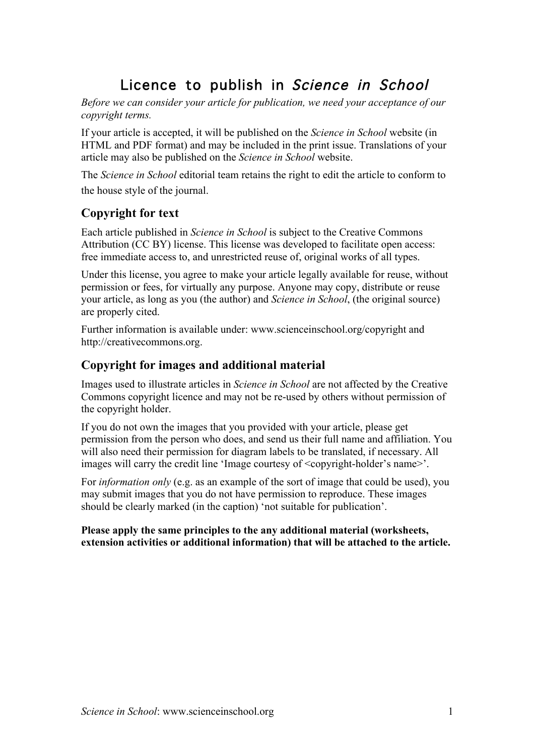# Licence to publish in *Science in School*

*Before we can consider your article for publication, we need your acceptance of our copyright terms.*

If your article is accepted, it will be published on the *Science in School* website (in HTML and PDF format) and may be included in the print issue. Translations of your article may also be published on the *Science in School* website.

The *Science in School* editorial team retains the right to edit the article to conform to the house style of the journal.

## Copyright for text

Each article published in *Science in School* is subject to the Creative Commons Attribution (CC BY) license. This license was developed to facilitate open access: free immediate access to, and unrestricted reuse of, original works of all types.

Under this license, you agree to make your article legally available for reuse, without permission or fees, for virtually any purpose. Anyone may copy, distribute or reuse your article, as long as you (the author) and *Science in School*, (the original source) are properly cited.

Further information is available under: www.scienceinschool.org/copyright and http://creativecommons.org.

## Copyright for images and additional material

Images used to illustrate articles in *Science in School* are not affected by the Creative Commons copyright licence and may not be re-used by others without permission of the copyright holder.

If you do not own the images that you provided with your article, please get permission from the person who does, and send us their full name and affiliation. You will also need their permission for diagram labels to be translated, if necessary. All images will carry the credit line 'Image courtesy of <copyright-holder's name>'.

For *information only* (e.g. as an example of the sort of image that could be used), you may submit images that you do not have permission to reproduce. These images should be clearly marked (in the caption) 'not suitable for publication'.

**Please apply the same principles to the any additional material (worksheets, extension activities or additional information) that will be attached to the article.**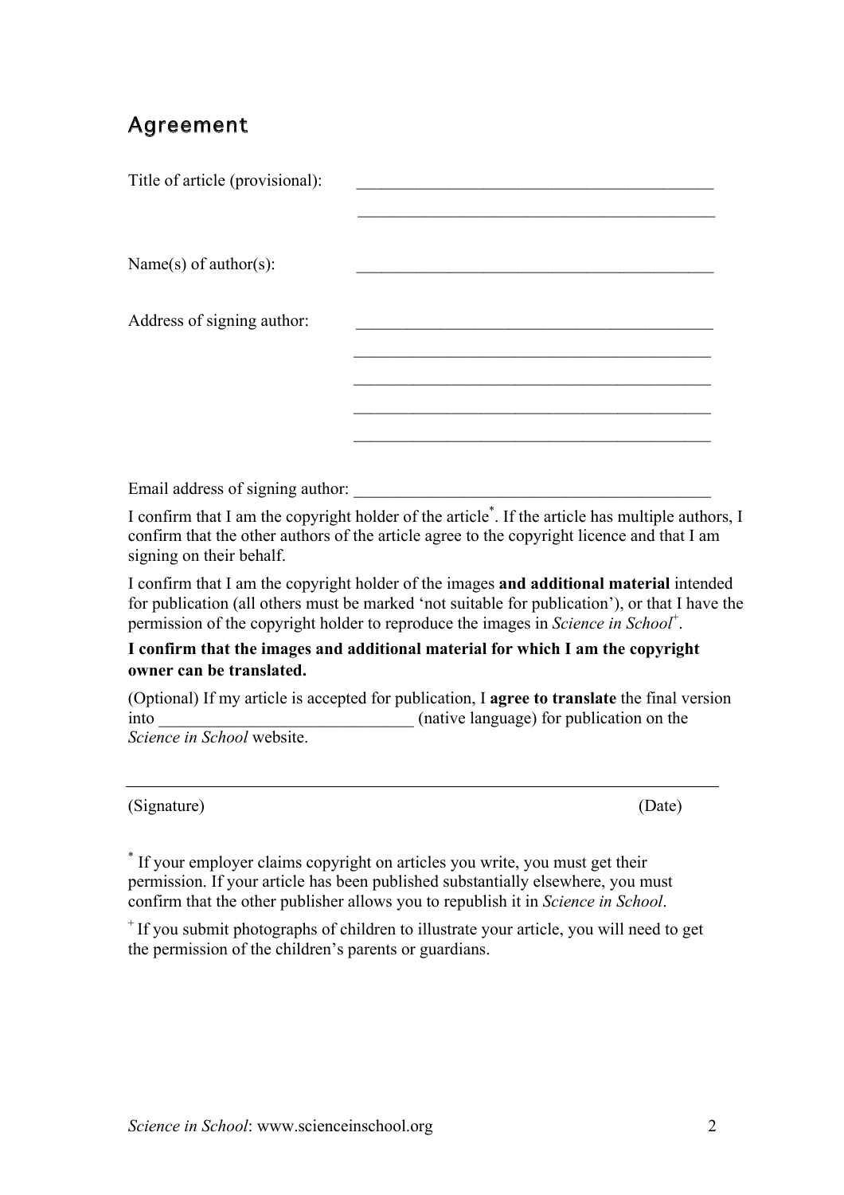## Agreement

Title of article (provisional): ____________________________________________

____________________________________________

Name(s) of author(s): ____________________________________________

Address of signing author: ____________________________________________

____________________________________________

____________________________________________

____________________________________________

____________________________________________

Email address of signing author: ____________________________________________

I confirm that I am the copyright holder of the article*. If the article has multiple authors, I confirm that the other authors of the article agree to the copyright licence and that I am signing on their behalf.

I confirm that I am the copyright holder of the images **and additional material** intended for publication (all others must be marked 'not suitable for publication'), or that I have the permission of the copyright holder to reproduce the images in *Science in School*+.

**I confirm that the images and additional material for which I am the copyright owner can be translated.**

(Optional) If my article is accepted for publication, I **agree to translate** the final version into ______________________________ (native language) for publication on the *Science in School* website.

____________________________________________________________________________

(Signature) (Date)

* If your employer claims copyright on articles you write, you must get their permission. If your article has been published substantially elsewhere, you must confirm that the other publisher allows you to republish it in *Science in School*.

+ If you submit photographs of children to illustrate your article, you will need to get the permission of the children's parents or guardians.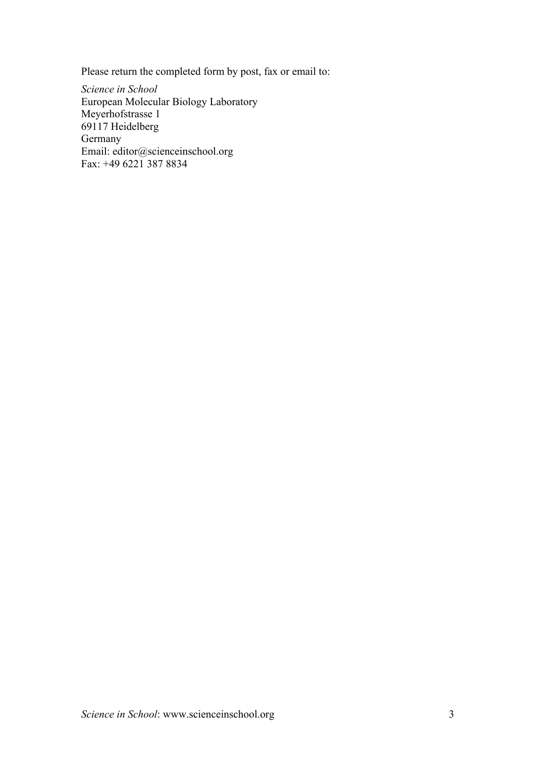Please return the completed form by post, fax or email to:

*Science in School*
European Molecular Biology Laboratory
Meyerhofstrasse 1
69117 Heidelberg
Germany
Email: editor@scienceinschool.org
Fax: +49 6221 387 8834